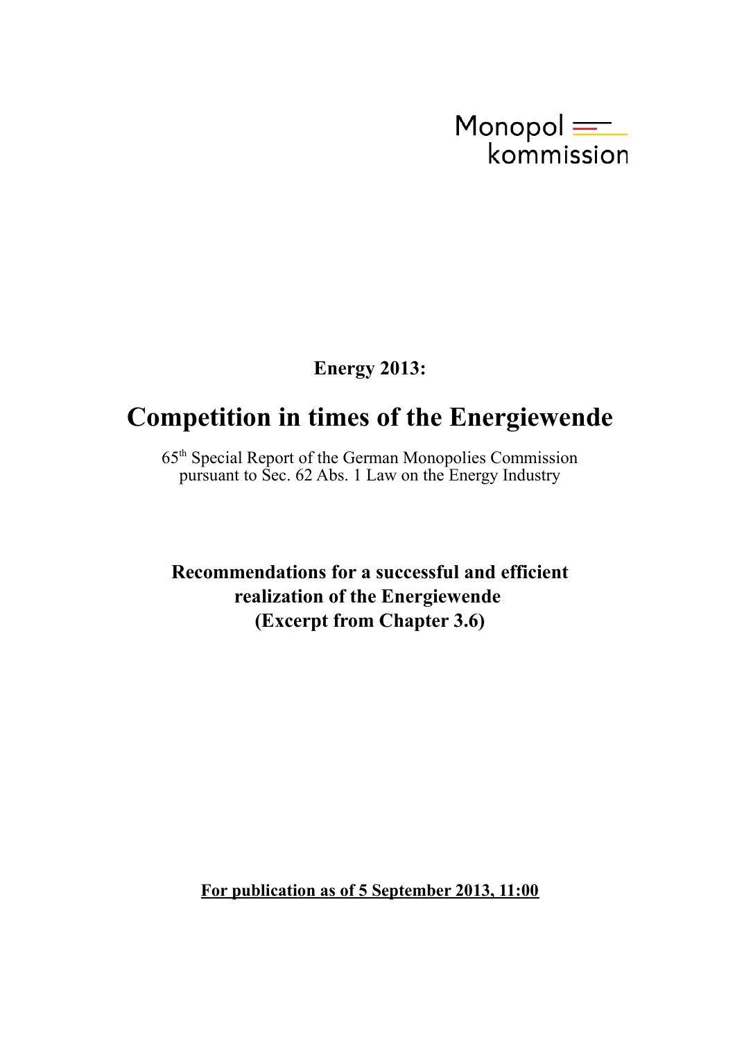Monopol
kommission

**Energy 2013:**

# Competition in times of the Energiewende

65th Special Report of the German Monopolies Commission
pursuant to Sec. 62 Abs. 1 Law on the Energy Industry

**Recommendations for a successful and efficient realization of the Energiewende**
**(Excerpt from Chapter 3.6)**

**For publication as of 5 September 2013, 11:00**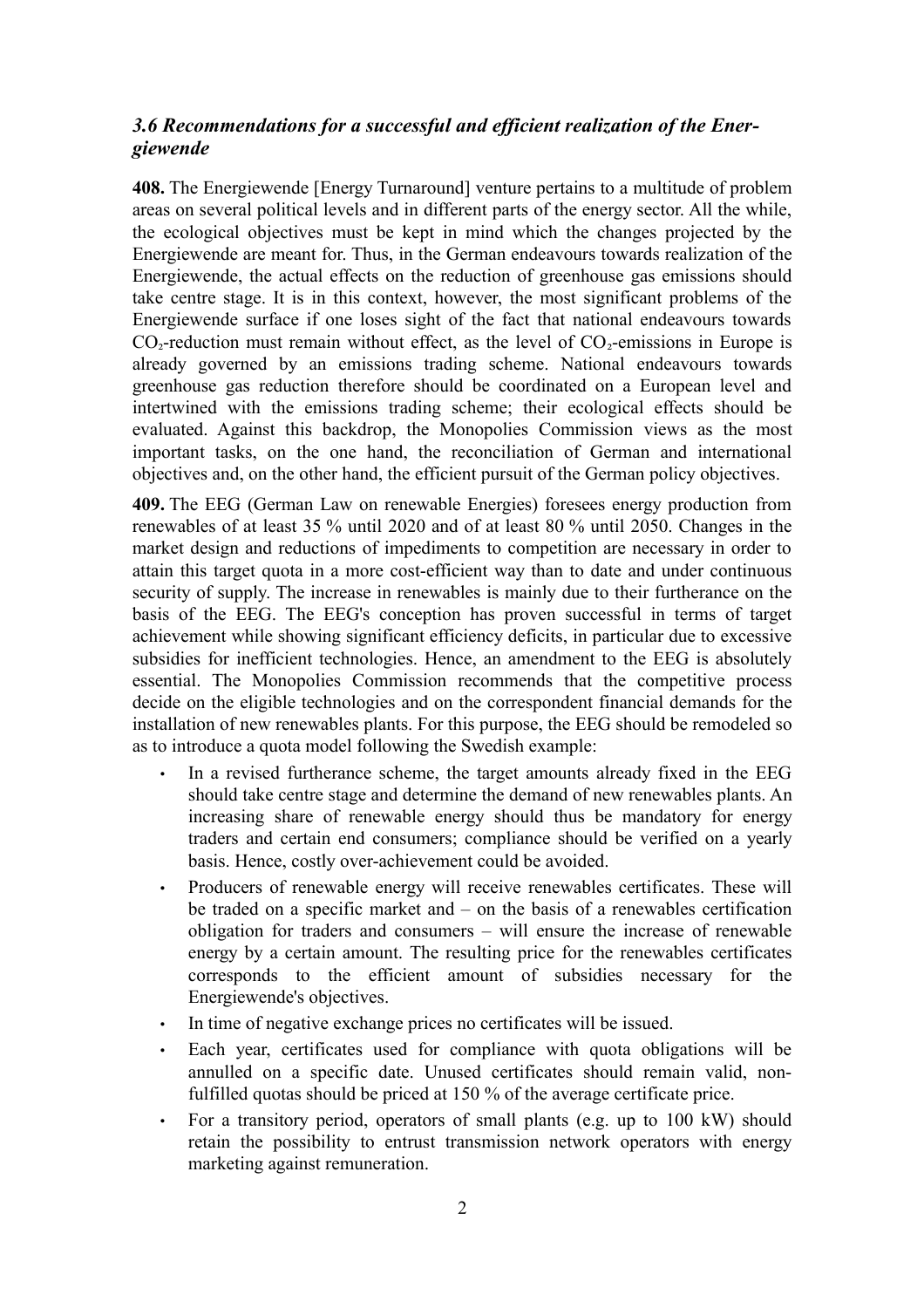### *3.6 Recommendations for a successful and efficient realization of the Energiewende*

**408.** The Energiewende [Energy Turnaround] venture pertains to a multitude of problem areas on several political levels and in different parts of the energy sector. All the while, the ecological objectives must be kept in mind which the changes projected by the Energiewende are meant for. Thus, in the German endeavours towards realization of the Energiewende, the actual effects on the reduction of greenhouse gas emissions should take centre stage. It is in this context, however, the most significant problems of the Energiewende surface if one loses sight of the fact that national endeavours towards $CO_2$-reduction must remain without effect, as the level of $CO_2$-emissions in Europe is already governed by an emissions trading scheme. National endeavours towards greenhouse gas reduction therefore should be coordinated on a European level and intertwined with the emissions trading scheme; their ecological effects should be evaluated. Against this backdrop, the Monopolies Commission views as the most important tasks, on the one hand, the reconciliation of German and international objectives and, on the other hand, the efficient pursuit of the German policy objectives.

**409.** The EEG (German Law on renewable Energies) foresees energy production from renewables of at least 35 % until 2020 and of at least 80 % until 2050. Changes in the market design and reductions of impediments to competition are necessary in order to attain this target quota in a more cost-efficient way than to date and under continuous security of supply. The increase in renewables is mainly due to their furtherance on the basis of the EEG. The EEG's conception has proven successful in terms of target achievement while showing significant efficiency deficits, in particular due to excessive subsidies for inefficient technologies. Hence, an amendment to the EEG is absolutely essential. The Monopolies Commission recommends that the competitive process decide on the eligible technologies and on the correspondent financial demands for the installation of new renewables plants. For this purpose, the EEG should be remodeled so as to introduce a quota model following the Swedish example:

- In a revised furtherance scheme, the target amounts already fixed in the EEG should take centre stage and determine the demand of new renewables plants. An increasing share of renewable energy should thus be mandatory for energy traders and certain end consumers; compliance should be verified on a yearly basis. Hence, costly over-achievement could be avoided.
- Producers of renewable energy will receive renewables certificates. These will be traded on a specific market and – on the basis of a renewables certification obligation for traders and consumers – will ensure the increase of renewable energy by a certain amount. The resulting price for the renewables certificates corresponds to the efficient amount of subsidies necessary for the Energiewende's objectives.
- In time of negative exchange prices no certificates will be issued.
- Each year, certificates used for compliance with quota obligations will be annulled on a specific date. Unused certificates should remain valid, non-fulfilled quotas should be priced at 150 % of the average certificate price.
- For a transitory period, operators of small plants (e.g. up to 100 kW) should retain the possibility to entrust transmission network operators with energy marketing against remuneration.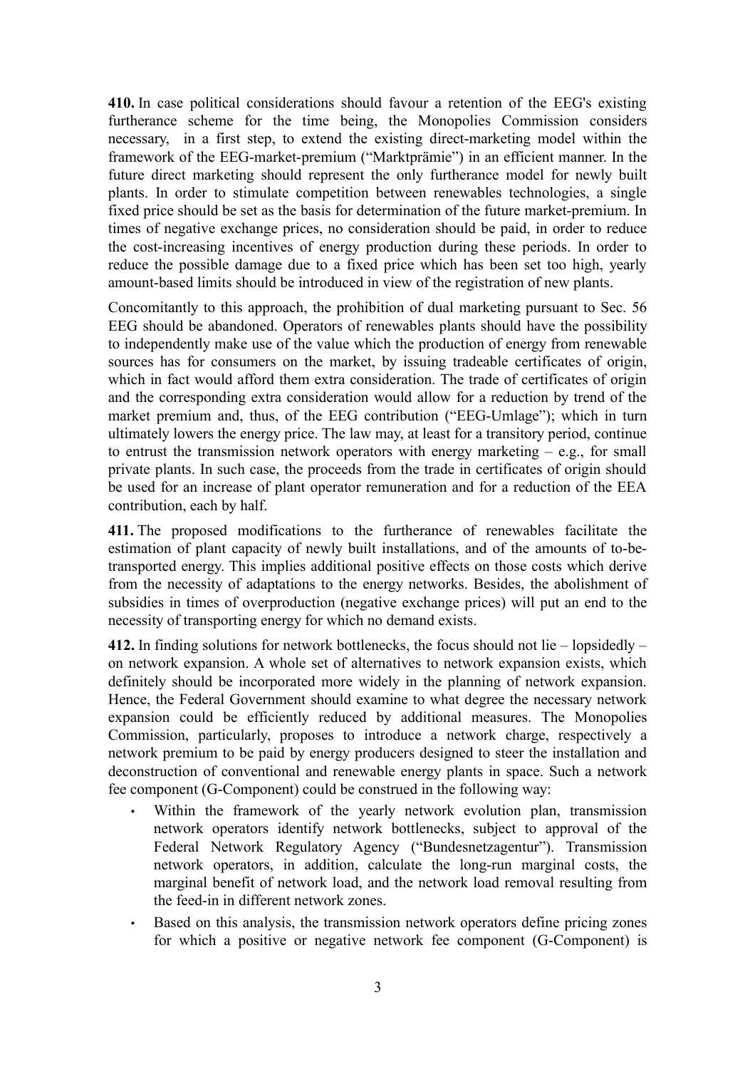**410.** In case political considerations should favour a retention of the EEG's existing furtherance scheme for the time being, the Monopolies Commission considers necessary, in a first step, to extend the existing direct-marketing model within the framework of the EEG-market-premium ("Marktprämie") in an efficient manner. In the future direct marketing should represent the only furtherance model for newly built plants. In order to stimulate competition between renewables technologies, a single fixed price should be set as the basis for determination of the future market-premium. In times of negative exchange prices, no consideration should be paid, in order to reduce the cost-increasing incentives of energy production during these periods. In order to reduce the possible damage due to a fixed price which has been set too high, yearly amount-based limits should be introduced in view of the registration of new plants.

Concomitantly to this approach, the prohibition of dual marketing pursuant to Sec. 56 EEG should be abandoned. Operators of renewables plants should have the possibility to independently make use of the value which the production of energy from renewable sources has for consumers on the market, by issuing tradeable certificates of origin, which in fact would afford them extra consideration. The trade of certificates of origin and the corresponding extra consideration would allow for a reduction by trend of the market premium and, thus, of the EEG contribution ("EEG-Umlage"); which in turn ultimately lowers the energy price. The law may, at least for a transitory period, continue to entrust the transmission network operators with energy marketing – e.g., for small private plants. In such case, the proceeds from the trade in certificates of origin should be used for an increase of plant operator remuneration and for a reduction of the EEA contribution, each by half.

**411.** The proposed modifications to the furtherance of renewables facilitate the estimation of plant capacity of newly built installations, and of the amounts of to-be-transported energy. This implies additional positive effects on those costs which derive from the necessity of adaptations to the energy networks. Besides, the abolishment of subsidies in times of overproduction (negative exchange prices) will put an end to the necessity of transporting energy for which no demand exists.

**412.** In finding solutions for network bottlenecks, the focus should not lie – lopsidedly – on network expansion. A whole set of alternatives to network expansion exists, which definitely should be incorporated more widely in the planning of network expansion. Hence, the Federal Government should examine to what degree the necessary network expansion could be efficiently reduced by additional measures. The Monopolies Commission, particularly, proposes to introduce a network charge, respectively a network premium to be paid by energy producers designed to steer the installation and deconstruction of conventional and renewable energy plants in space. Such a network fee component (G-Component) could be construed in the following way:

- Within the framework of the yearly network evolution plan, transmission network operators identify network bottlenecks, subject to approval of the Federal Network Regulatory Agency ("Bundesnetzagentur"). Transmission network operators, in addition, calculate the long-run marginal costs, the marginal benefit of network load, and the network load removal resulting from the feed-in in different network zones.
- Based on this analysis, the transmission network operators define pricing zones for which a positive or negative network fee component (G-Component) is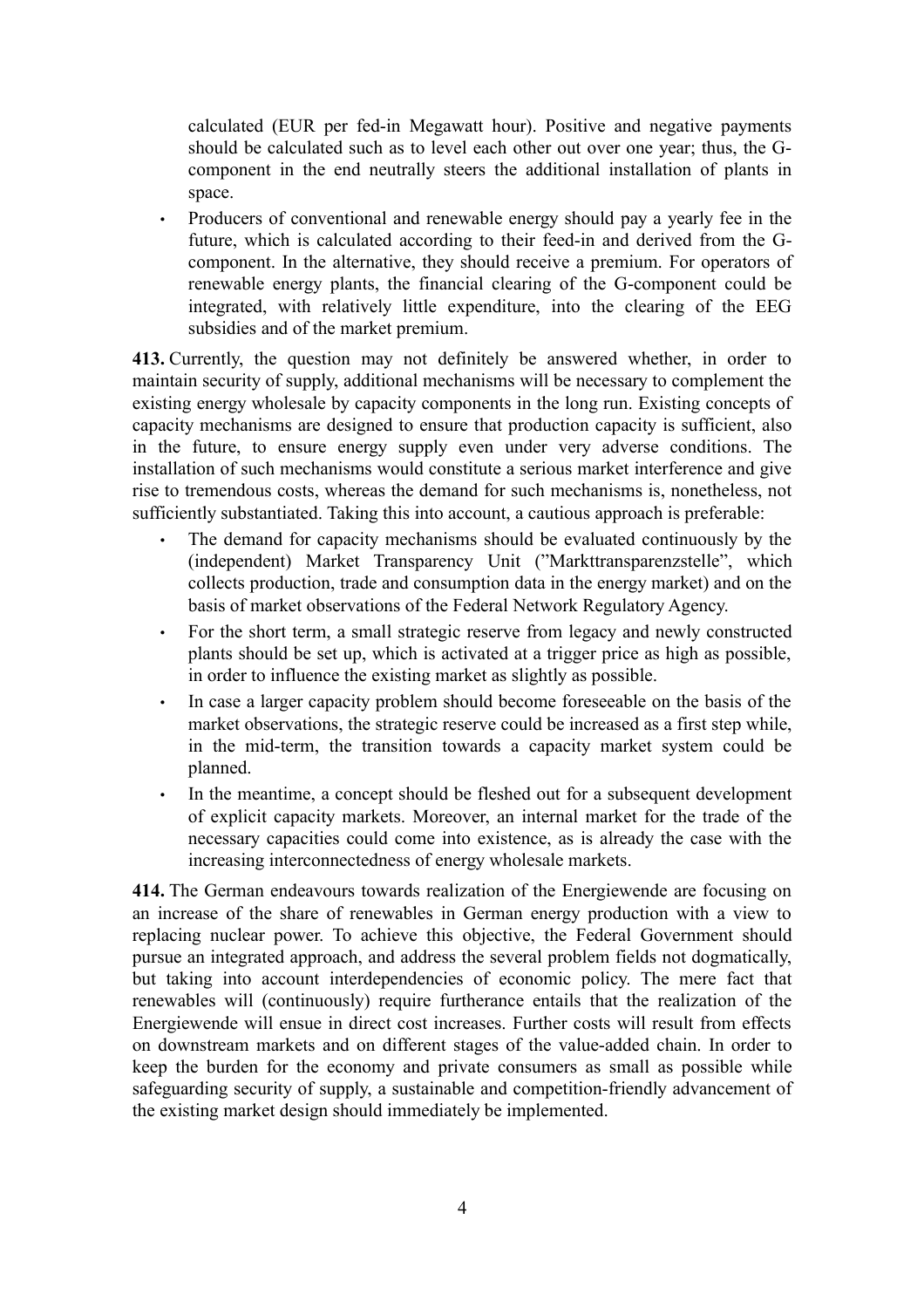calculated (EUR per fed-in Megawatt hour). Positive and negative payments should be calculated such as to level each other out over one year; thus, the G-component in the end neutrally steers the additional installation of plants in space.

- Producers of conventional and renewable energy should pay a yearly fee in the future, which is calculated according to their feed-in and derived from the G-component. In the alternative, they should receive a premium. For operators of renewable energy plants, the financial clearing of the G-component could be integrated, with relatively little expenditure, into the clearing of the EEG subsidies and of the market premium.

**413.** Currently, the question may not definitely be answered whether, in order to maintain security of supply, additional mechanisms will be necessary to complement the existing energy wholesale by capacity components in the long run. Existing concepts of capacity mechanisms are designed to ensure that production capacity is sufficient, also in the future, to ensure energy supply even under very adverse conditions. The installation of such mechanisms would constitute a serious market interference and give rise to tremendous costs, whereas the demand for such mechanisms is, nonetheless, not sufficiently substantiated. Taking this into account, a cautious approach is preferable:

- The demand for capacity mechanisms should be evaluated continuously by the (independent) Market Transparency Unit ("Markttransparenzstelle", which collects production, trade and consumption data in the energy market) and on the basis of market observations of the Federal Network Regulatory Agency.
- For the short term, a small strategic reserve from legacy and newly constructed plants should be set up, which is activated at a trigger price as high as possible, in order to influence the existing market as slightly as possible.
- In case a larger capacity problem should become foreseeable on the basis of the market observations, the strategic reserve could be increased as a first step while, in the mid-term, the transition towards a capacity market system could be planned.
- In the meantime, a concept should be fleshed out for a subsequent development of explicit capacity markets. Moreover, an internal market for the trade of the necessary capacities could come into existence, as is already the case with the increasing interconnectedness of energy wholesale markets.

**414.** The German endeavours towards realization of the Energiewende are focusing on an increase of the share of renewables in German energy production with a view to replacing nuclear power. To achieve this objective, the Federal Government should pursue an integrated approach, and address the several problem fields not dogmatically, but taking into account interdependencies of economic policy. The mere fact that renewables will (continuously) require furtherance entails that the realization of the Energiewende will ensue in direct cost increases. Further costs will result from effects on downstream markets and on different stages of the value-added chain. In order to keep the burden for the economy and private consumers as small as possible while safeguarding security of supply, a sustainable and competition-friendly advancement of the existing market design should immediately be implemented.